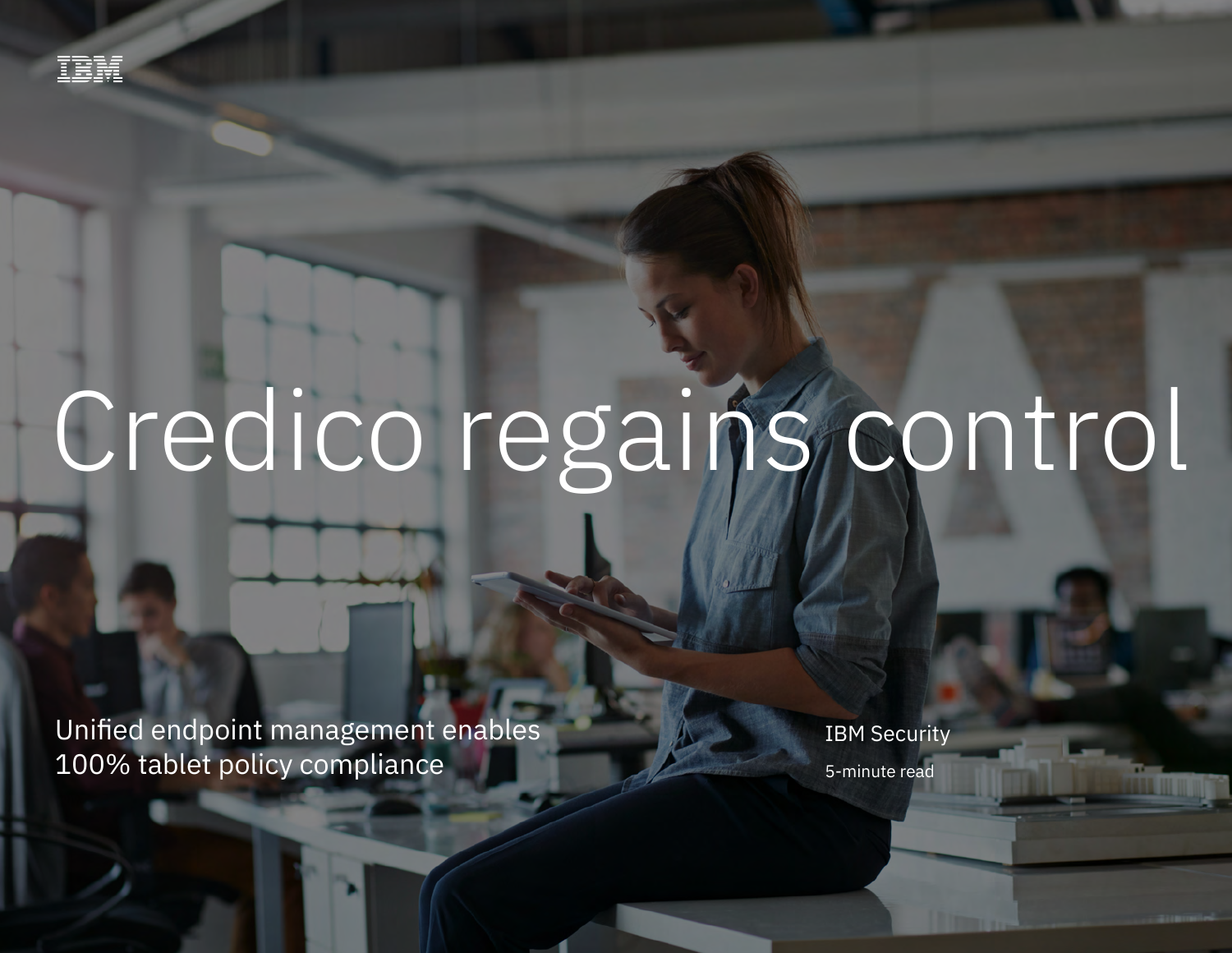IBM

# Credico regains control

Unified endpoint management enables 100% tablet policy compliance

IBM Security

5-minute read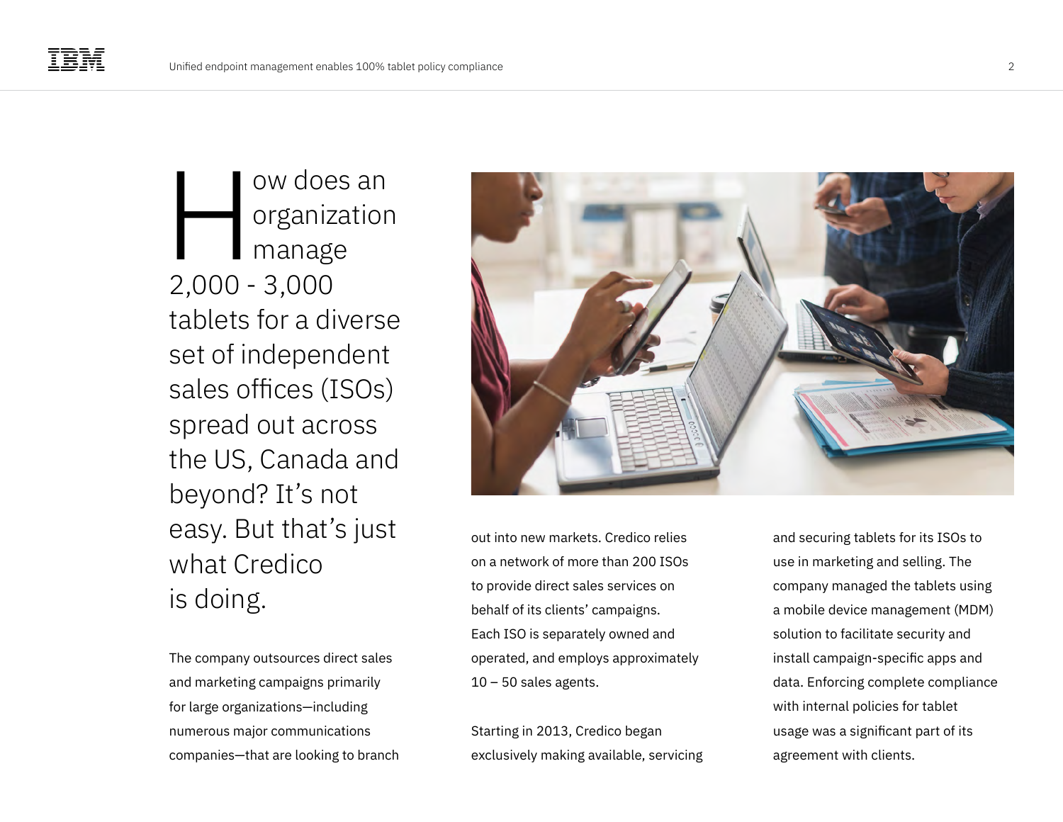How does an organization manage 2,000 - 3,000 tablets for a diverse set of independent sales offices (ISOs) spread out across the US, Canada and beyond? It's not easy. But that's just what Credico is doing.

The company outsources direct sales and marketing campaigns primarily for large organizations—including numerous major communications companies—that are looking to branch out into new markets. Credico relies on a network of more than 200 ISOs to provide direct sales services on behalf of its clients' campaigns. Each ISO is separately owned and operated, and employs approximately 10 – 50 sales agents.

Starting in 2013, Credico began exclusively making available, servicing and securing tablets for its ISOs to use in marketing and selling. The company managed the tablets using a mobile device management (MDM) solution to facilitate security and install campaign-specific apps and data. Enforcing complete compliance with internal policies for tablet usage was a significant part of its agreement with clients.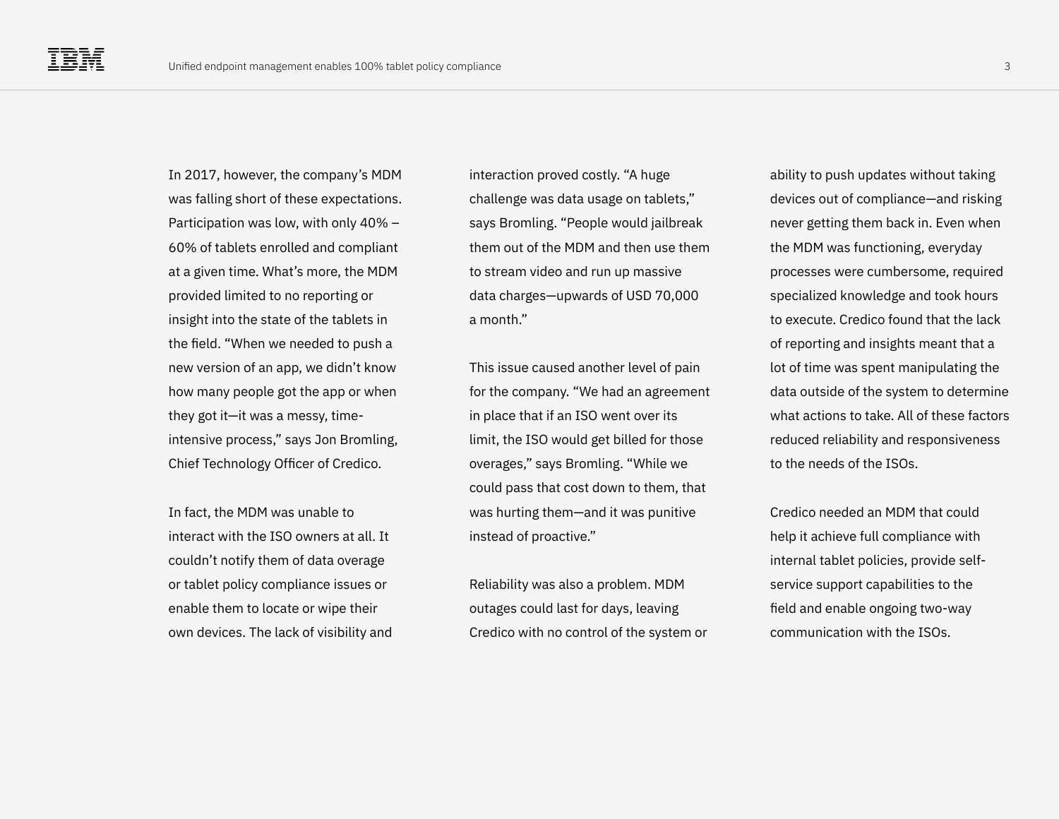In 2017, however, the company's MDM was falling short of these expectations. Participation was low, with only 40% – 60% of tablets enrolled and compliant at a given time. What's more, the MDM provided limited to no reporting or insight into the state of the tablets in the field. "When we needed to push a new version of an app, we didn't know how many people got the app or when they got it—it was a messy, time-intensive process," says Jon Bromling, Chief Technology Officer of Credico.

In fact, the MDM was unable to interact with the ISO owners at all. It couldn't notify them of data overage or tablet policy compliance issues or enable them to locate or wipe their own devices. The lack of visibility and interaction proved costly. "A huge challenge was data usage on tablets," says Bromling. "People would jailbreak them out of the MDM and then use them to stream video and run up massive data charges—upwards of USD 70,000 a month."

This issue caused another level of pain for the company. "We had an agreement in place that if an ISO went over its limit, the ISO would get billed for those overages," says Bromling. "While we could pass that cost down to them, that was hurting them—and it was punitive instead of proactive."

Reliability was also a problem. MDM outages could last for days, leaving Credico with no control of the system or ability to push updates without taking devices out of compliance—and risking never getting them back in. Even when the MDM was functioning, everyday processes were cumbersome, required specialized knowledge and took hours to execute. Credico found that the lack of reporting and insights meant that a lot of time was spent manipulating the data outside of the system to determine what actions to take. All of these factors reduced reliability and responsiveness to the needs of the ISOs.

Credico needed an MDM that could help it achieve full compliance with internal tablet policies, provide self-service support capabilities to the field and enable ongoing two-way communication with the ISOs.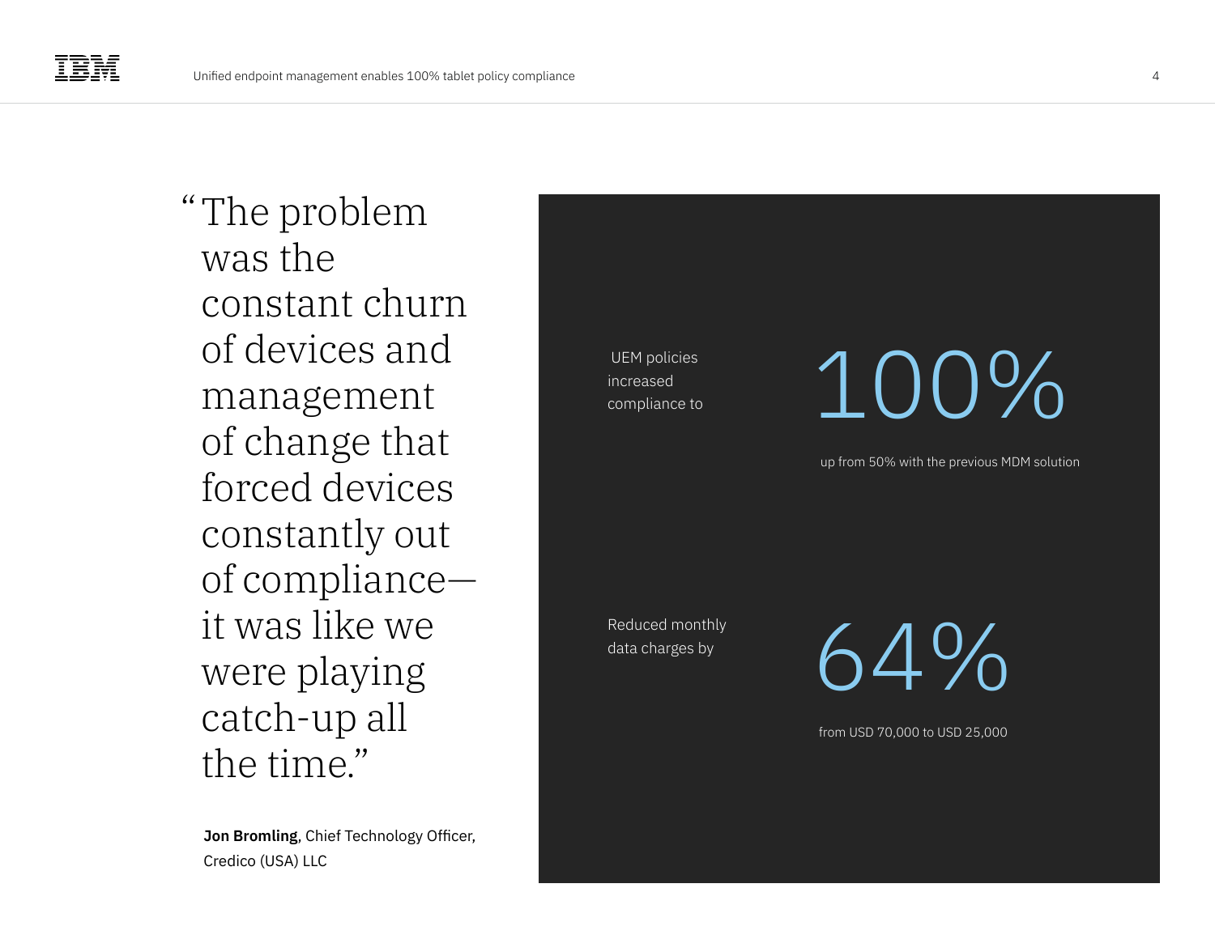> "The problem was the constant churn of devices and management of change that forced devices constantly out of compliance—it was like we were playing catch-up all the time."

**Jon Bromling**, Chief Technology Officer, Credico (USA) LLC

UEM policies increased compliance to

# 100%

up from 50% with the previous MDM solution

Reduced monthly data charges by

# 64%

from USD 70,000 to USD 25,000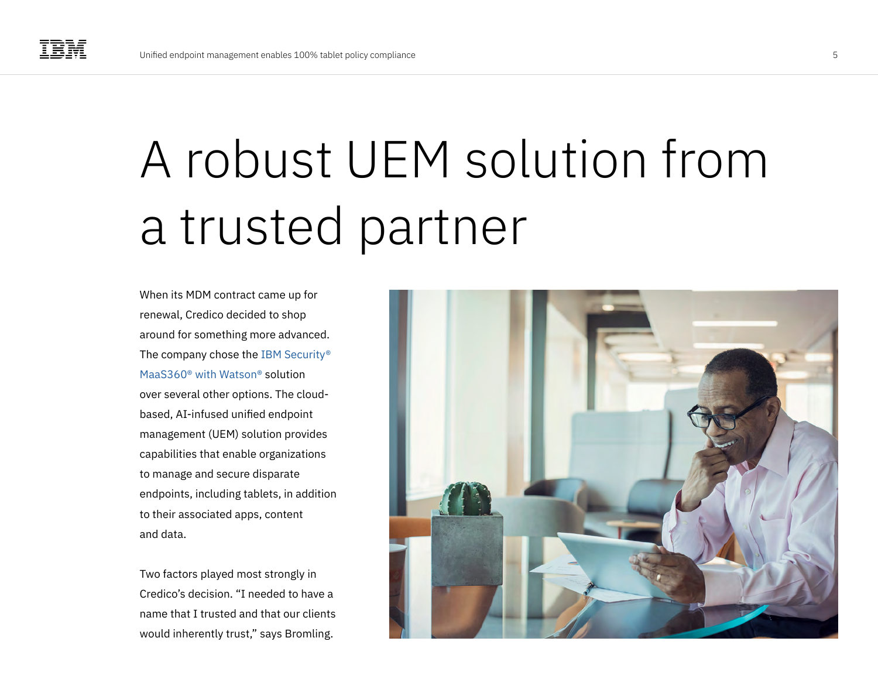# A robust UEM solution from a trusted partner

When its MDM contract came up for renewal, Credico decided to shop around for something more advanced. The company chose the IBM Security® MaaS360® with Watson® solution over several other options. The cloud-based, AI-infused unified endpoint management (UEM) solution provides capabilities that enable organizations to manage and secure disparate endpoints, including tablets, in addition to their associated apps, content and data.

Two factors played most strongly in Credico's decision. "I needed to have a name that I trusted and that our clients would inherently trust," says Bromling.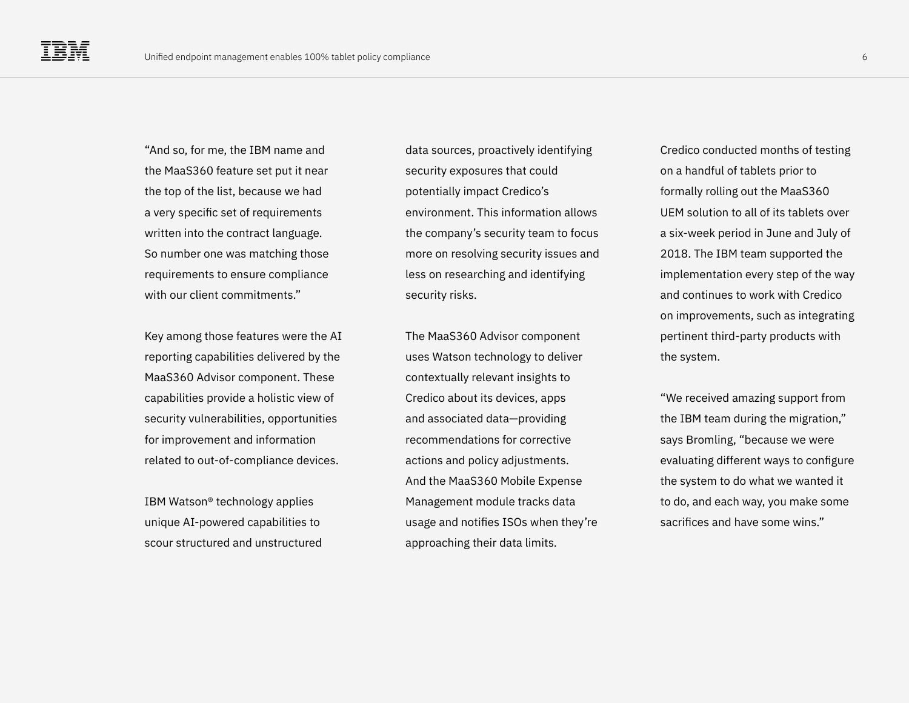"And so, for me, the IBM name and the MaaS360 feature set put it near the top of the list, because we had a very specific set of requirements written into the contract language. So number one was matching those requirements to ensure compliance with our client commitments."

Key among those features were the AI reporting capabilities delivered by the MaaS360 Advisor component. These capabilities provide a holistic view of security vulnerabilities, opportunities for improvement and information related to out-of-compliance devices.

IBM Watson® technology applies unique AI-powered capabilities to scour structured and unstructured data sources, proactively identifying security exposures that could potentially impact Credico's environment. This information allows the company's security team to focus more on resolving security issues and less on researching and identifying security risks.

The MaaS360 Advisor component uses Watson technology to deliver contextually relevant insights to Credico about its devices, apps and associated data—providing recommendations for corrective actions and policy adjustments. And the MaaS360 Mobile Expense Management module tracks data usage and notifies ISOs when they're approaching their data limits.

Credico conducted months of testing on a handful of tablets prior to formally rolling out the MaaS360 UEM solution to all of its tablets over a six-week period in June and July of 2018. The IBM team supported the implementation every step of the way and continues to work with Credico on improvements, such as integrating pertinent third-party products with the system.

"We received amazing support from the IBM team during the migration," says Bromling, "because we were evaluating different ways to configure the system to do what we wanted it to do, and each way, you make some sacrifices and have some wins."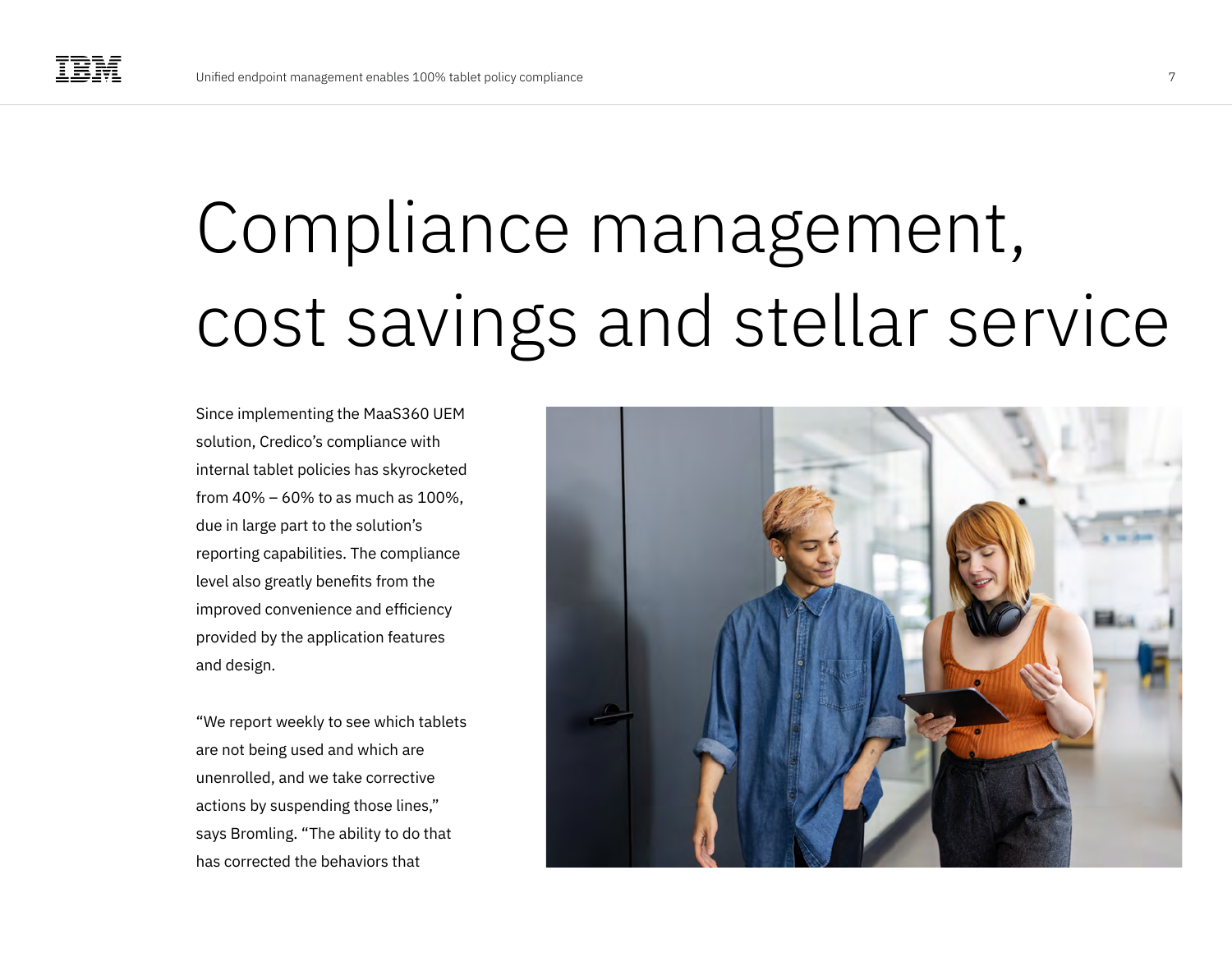# Compliance management, cost savings and stellar service

Since implementing the MaaS360 UEM solution, Credico's compliance with internal tablet policies has skyrocketed from 40% – 60% to as much as 100%, due in large part to the solution's reporting capabilities. The compliance level also greatly benefits from the improved convenience and efficiency provided by the application features and design.

"We report weekly to see which tablets are not being used and which are unenrolled, and we take corrective actions by suspending those lines," says Bromling. "The ability to do that has corrected the behaviors that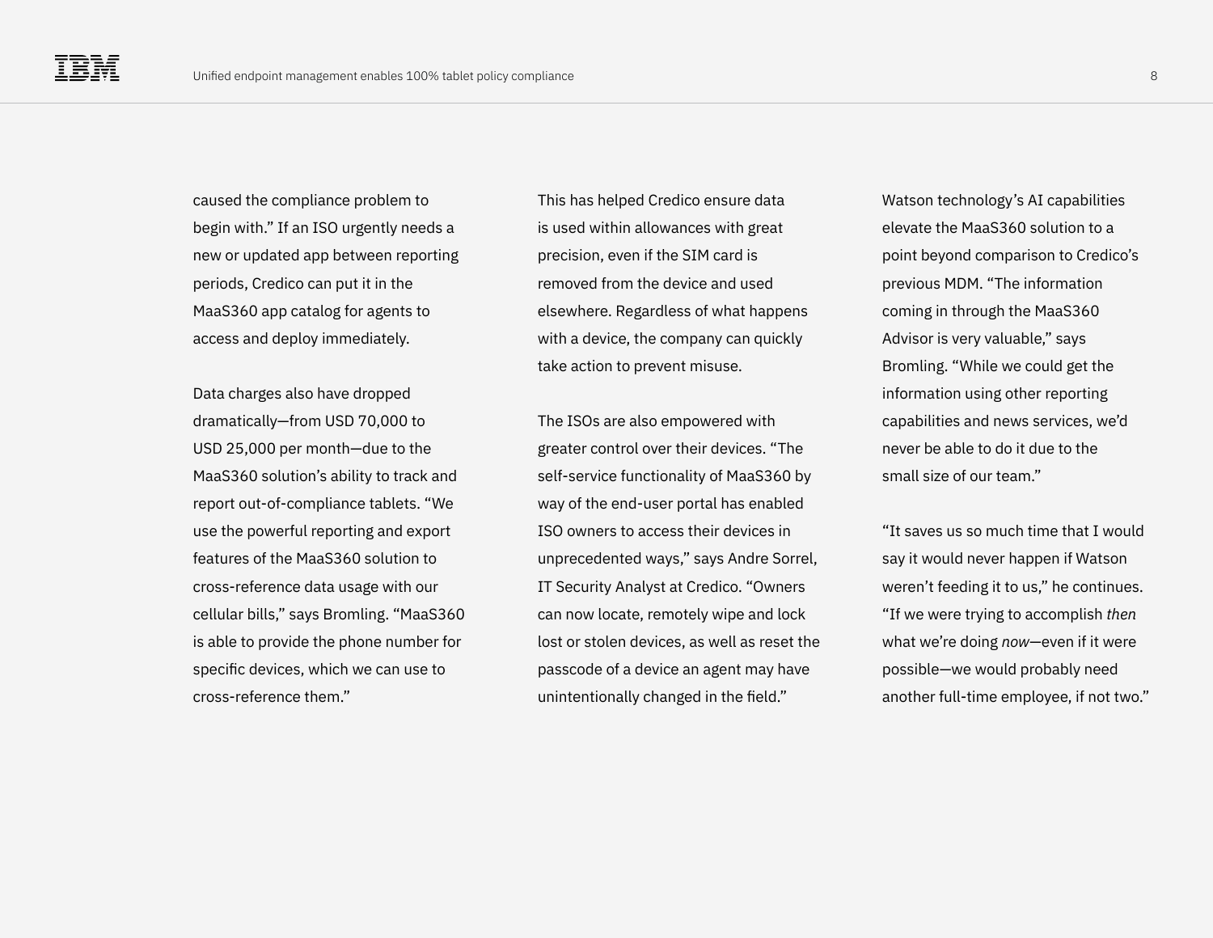caused the compliance problem to begin with." If an ISO urgently needs a new or updated app between reporting periods, Credico can put it in the MaaS360 app catalog for agents to access and deploy immediately.

Data charges also have dropped dramatically—from USD 70,000 to USD 25,000 per month—due to the MaaS360 solution's ability to track and report out-of-compliance tablets. "We use the powerful reporting and export features of the MaaS360 solution to cross-reference data usage with our cellular bills," says Bromling. "MaaS360 is able to provide the phone number for specific devices, which we can use to cross-reference them."

This has helped Credico ensure data is used within allowances with great precision, even if the SIM card is removed from the device and used elsewhere. Regardless of what happens with a device, the company can quickly take action to prevent misuse.

The ISOs are also empowered with greater control over their devices. "The self-service functionality of MaaS360 by way of the end-user portal has enabled ISO owners to access their devices in unprecedented ways," says Andre Sorrel, IT Security Analyst at Credico. "Owners can now locate, remotely wipe and lock lost or stolen devices, as well as reset the passcode of a device an agent may have unintentionally changed in the field."

Watson technology's AI capabilities elevate the MaaS360 solution to a point beyond comparison to Credico's previous MDM. "The information coming in through the MaaS360 Advisor is very valuable," says Bromling. "While we could get the information using other reporting capabilities and news services, we'd never be able to do it due to the small size of our team."

"It saves us so much time that I would say it would never happen if Watson weren't feeding it to us," he continues. "If we were trying to accomplish *then* what we're doing *now*—even if it were possible—we would probably need another full-time employee, if not two."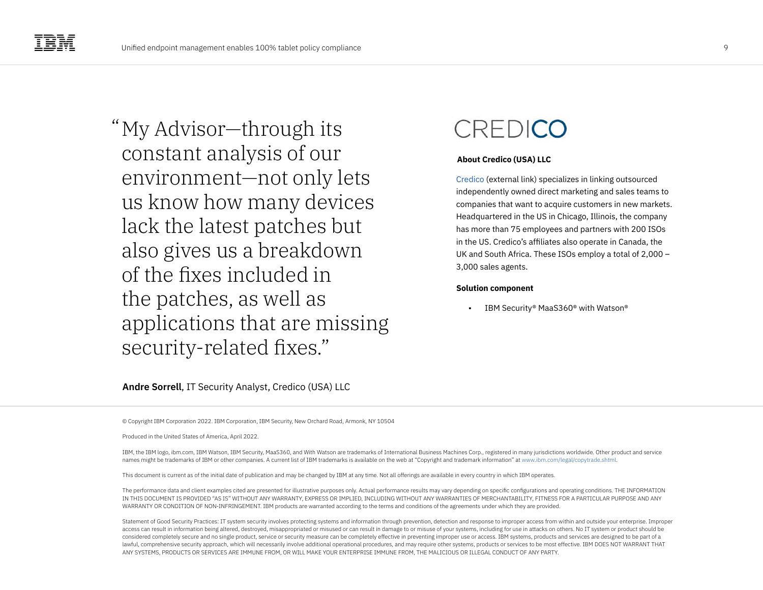"My Advisor—through its constant analysis of our environment—not only lets us know how many devices lack the latest patches but also gives us a breakdown of the fixes included in the patches, as well as applications that are missing security-related fixes."

**Andre Sorrell**, IT Security Analyst, Credico (USA) LLC

CREDICO

**About Credico (USA) LLC**

Credico (external link) specializes in linking outsourced independently owned direct marketing and sales teams to companies that want to acquire customers in new markets. Headquartered in the US in Chicago, Illinois, the company has more than 75 employees and partners with 200 ISOs in the US. Credico's affiliates also operate in Canada, the UK and South Africa. These ISOs employ a total of 2,000 – 3,000 sales agents.

**Solution component**

- IBM Security® MaaS360® with Watson®

© Copyright IBM Corporation 2022. IBM Corporation, IBM Security, New Orchard Road, Armonk, NY 10504

Produced in the United States of America, April 2022.

IBM, the IBM logo, ibm.com, IBM Watson, IBM Security, MaaS360, and With Watson are trademarks of International Business Machines Corp., registered in many jurisdictions worldwide. Other product and service names might be trademarks of IBM or other companies. A current list of IBM trademarks is available on the web at "Copyright and trademark information" at www.ibm.com/legal/copytrade.shtml.

This document is current as of the initial date of publication and may be changed by IBM at any time. Not all offerings are available in every country in which IBM operates.

The performance data and client examples cited are presented for illustrative purposes only. Actual performance results may vary depending on specific configurations and operating conditions. THE INFORMATION IN THIS DOCUMENT IS PROVIDED "AS IS" WITHOUT ANY WARRANTY, EXPRESS OR IMPLIED, INCLUDING WITHOUT ANY WARRANTIES OF MERCHANTABILITY, FITNESS FOR A PARTICULAR PURPOSE AND ANY WARRANTY OR CONDITION OF NON-INFRINGEMENT. IBM products are warranted according to the terms and conditions of the agreements under which they are provided.

Statement of Good Security Practices: IT system security involves protecting systems and information through prevention, detection and response to improper access from within and outside your enterprise. Improper access can result in information being altered, destroyed, misappropriated or misused or can result in damage to or misuse of your systems, including for use in attacks on others. No IT system or product should be considered completely secure and no single product, service or security measure can be completely effective in preventing improper use or access. IBM systems, products and services are designed to be part of a lawful, comprehensive security approach, which will necessarily involve additional operational procedures, and may require other systems, products or services to be most effective. IBM DOES NOT WARRANT THAT ANY SYSTEMS, PRODUCTS OR SERVICES ARE IMMUNE FROM, OR WILL MAKE YOUR ENTERPRISE IMMUNE FROM, THE MALICIOUS OR ILLEGAL CONDUCT OF ANY PARTY.